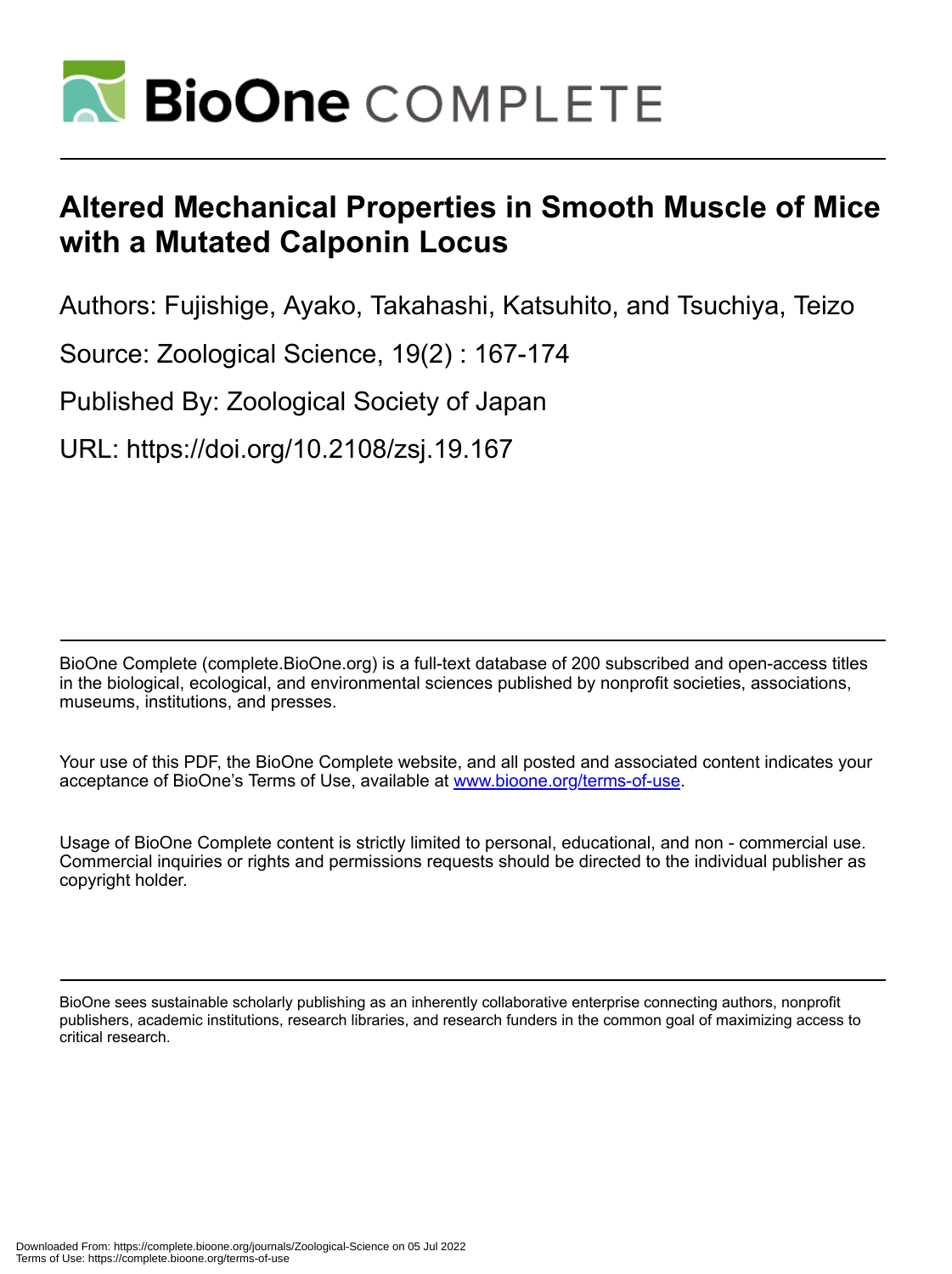# Altered Mechanical Properties in Smooth Muscle of Mice with a Mutated Calponin Locus

Authors: Fujishige, Ayako, Takahashi, Katsuhito, and Tsuchiya, Teizo

Source: Zoological Science, 19(2) : 167-174

Published By: Zoological Society of Japan

URL: https://doi.org/10.2108/zsj.19.167

BioOne Complete (complete.BioOne.org) is a full-text database of 200 subscribed and open-access titles in the biological, ecological, and environmental sciences published by nonprofit societies, associations, museums, institutions, and presses.

Your use of this PDF, the BioOne Complete website, and all posted and associated content indicates your acceptance of BioOne's Terms of Use, available at www.bioone.org/terms-of-use.

Usage of BioOne Complete content is strictly limited to personal, educational, and non - commercial use. Commercial inquiries or rights and permissions requests should be directed to the individual publisher as copyright holder.

BioOne sees sustainable scholarly publishing as an inherently collaborative enterprise connecting authors, nonprofit publishers, academic institutions, research libraries, and research funders in the common goal of maximizing access to critical research.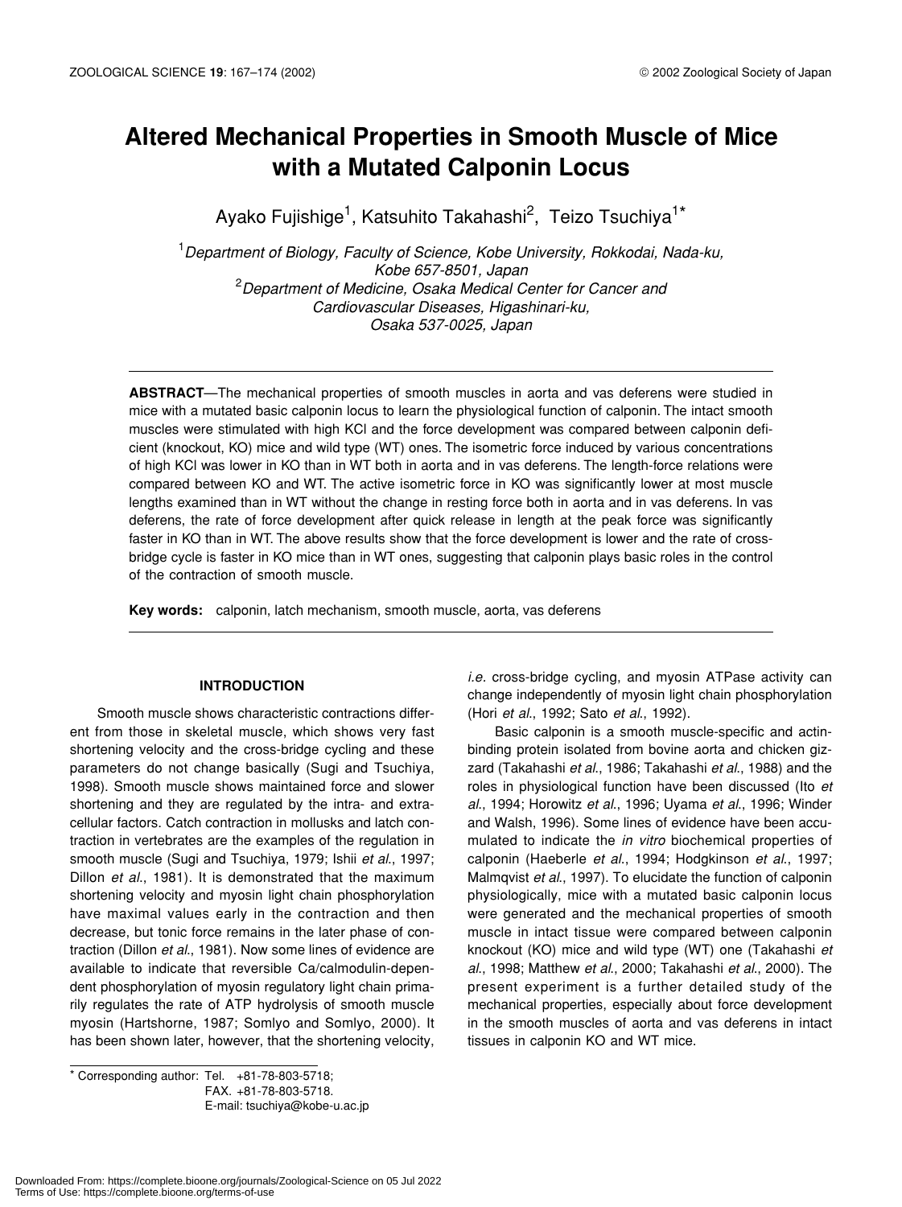# Altered Mechanical Properties in Smooth Muscle of Mice with a Mutated Calponin Locus

Ayako Fujishige[1], Katsuhito Takahashi[2], Teizo Tsuchiya[1]*

[1]*Department of Biology, Faculty of Science, Kobe University, Rokkodai, Nada-ku, Kobe 657-8501, Japan*
[2]*Department of Medicine, Osaka Medical Center for Cancer and Cardiovascular Diseases, Higashinari-ku, Osaka 537-0025, Japan*

**ABSTRACT**—The mechanical properties of smooth muscles in aorta and vas deferens were studied in mice with a mutated basic calponin locus to learn the physiological function of calponin. The intact smooth muscles were stimulated with high KCl and the force development was compared between calponin deficient (knockout, KO) mice and wild type (WT) ones. The isometric force induced by various concentrations of high KCl was lower in KO than in WT both in aorta and in vas deferens. The length-force relations were compared between KO and WT. The active isometric force in KO was significantly lower at most muscle lengths examined than in WT without the change in resting force both in aorta and in vas deferens. In vas deferens, the rate of force development after quick release in length at the peak force was significantly faster in KO than in WT. The above results show that the force development is lower and the rate of cross-bridge cycle is faster in KO mice than in WT ones, suggesting that calponin plays basic roles in the control of the contraction of smooth muscle.

**Key words:** calponin, latch mechanism, smooth muscle, aorta, vas deferens

## INTRODUCTION

Smooth muscle shows characteristic contractions different from those in skeletal muscle, which shows very fast shortening velocity and the cross-bridge cycling and these parameters do not change basically (Sugi and Tsuchiya, 1998). Smooth muscle shows maintained force and slower shortening and they are regulated by the intra- and extracellular factors. Catch contraction in mollusks and latch contraction in vertebrates are the examples of the regulation in smooth muscle (Sugi and Tsuchiya, 1979; Ishii *et al*., 1997; Dillon *et al*., 1981). It is demonstrated that the maximum shortening velocity and myosin light chain phosphorylation have maximal values early in the contraction and then decrease, but tonic force remains in the later phase of contraction (Dillon *et al*., 1981). Now some lines of evidence are available to indicate that reversible Ca/calmodulin-dependent phosphorylation of myosin regulatory light chain primarily regulates the rate of ATP hydrolysis of smooth muscle myosin (Hartshorne, 1987; Somlyo and Somlyo, 2000). It has been shown later, however, that the shortening velocity, *i.e.* cross-bridge cycling, and myosin ATPase activity can change independently of myosin light chain phosphorylation (Hori *et al*., 1992; Sato *et al*., 1992).

Basic calponin is a smooth muscle-specific and actin-binding protein isolated from bovine aorta and chicken gizzard (Takahashi *et al*., 1986; Takahashi *et al*., 1988) and the roles in physiological function have been discussed (Ito *et al*., 1994; Horowitz *et al*., 1996; Uyama *et al*., 1996; Winder and Walsh, 1996). Some lines of evidence have been accumulated to indicate the *in vitro* biochemical properties of calponin (Haeberle *et al*., 1994; Hodgkinson *et al*., 1997; Malmqvist *et al*., 1997). To elucidate the function of calponin physiologically, mice with a mutated basic calponin locus were generated and the mechanical properties of smooth muscle in intact tissue were compared between calponin knockout (KO) mice and wild type (WT) one (Takahashi *et al*., 1998; Matthew *et al*., 2000; Takahashi *et al*., 2000). The present experiment is a further detailed study of the mechanical properties, especially about force development in the smooth muscles of aorta and vas deferens in intact tissues in calponin KO and WT mice.

* Corresponding author: Tel. +81-78-803-5718;
FAX. +81-78-803-5718.
E-mail: tsuchiya@kobe-u.ac.jp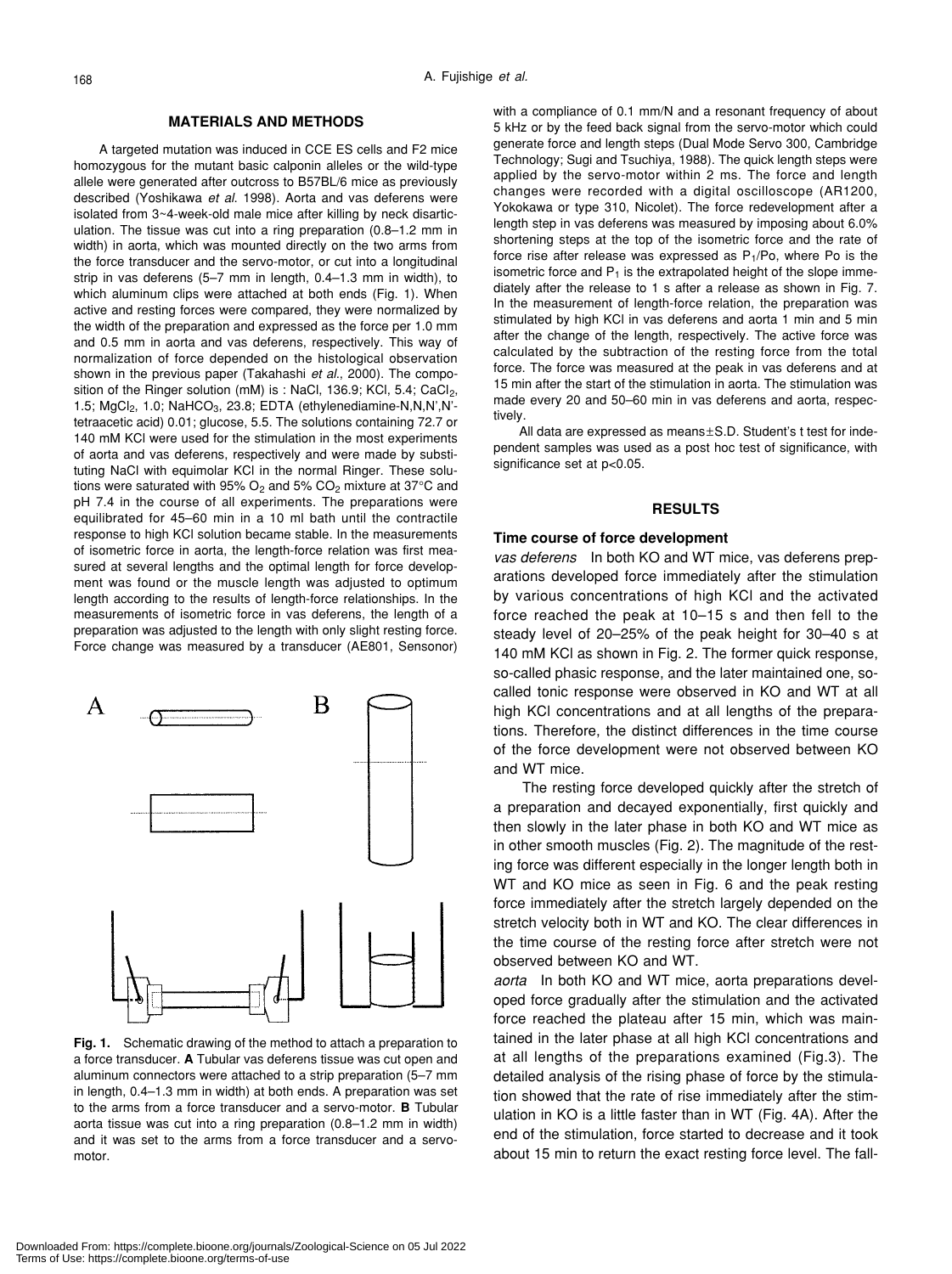## MATERIALS AND METHODS

A targeted mutation was induced in CCE ES cells and F2 mice homozygous for the mutant basic calponin alleles or the wild-type allele were generated after outcross to B57BL/6 mice as previously described (Yoshikawa *et al.* 1998). Aorta and vas deferens were isolated from 3~4-week-old male mice after killing by neck disarticulation. The tissue was cut into a ring preparation (0.8–1.2 mm in width) in aorta, which was mounted directly on the two arms from the force transducer and the servo-motor, or cut into a longitudinal strip in vas deferens (5–7 mm in length, 0.4–1.3 mm in width), to which aluminum clips were attached at both ends (Fig. 1). When active and resting forces were compared, they were normalized by the width of the preparation and expressed as the force per 1.0 mm and 0.5 mm in aorta and vas deferens, respectively. This way of normalization of force depended on the histological observation shown in the previous paper (Takahashi *et al.*, 2000). The composition of the Ringer solution (mM) is : NaCl, 136.9; KCl, 5.4; $CaCl_2$, 1.5; $MgCl_2$, 1.0; $NaHCO_3$, 23.8; EDTA (ethylenediamine-N,N,N',N'-tetraacetic acid) 0.01; glucose, 5.5. The solutions containing 72.7 or 140 mM KCl were used for the stimulation in the most experiments of aorta and vas deferens, respectively and were made by substituting NaCl with equimolar KCl in the normal Ringer. These solutions were saturated with 95% $O_2$ and 5% $CO_2$ mixture at 37°C and pH 7.4 in the course of all experiments. The preparations were equilibrated for 45–60 min in a 10 ml bath until the contractile response to high KCl solution became stable. In the measurements of isometric force in aorta, the length-force relation was first measured at several lengths and the optimal length for force development was found or the muscle length was adjusted to optimum length according to the results of length-force relationships. In the measurements of isometric force in vas deferens, the length of a preparation was adjusted to the length with only slight resting force. Force change was measured by a transducer (AE801, Sensonor) with a compliance of 0.1 mm/N and a resonant frequency of about 5 kHz or by the feed back signal from the servo-motor which could generate force and length steps (Dual Mode Servo 300, Cambridge Technology; Sugi and Tsuchiya, 1988). The quick length steps were applied by the servo-motor within 2 ms. The force and length changes were recorded with a digital oscilloscope (AR1200, Yokokawa or type 310, Nicolet). The force redevelopment after a length step in vas deferens was measured by imposing about 6.0% shortening steps at the top of the isometric force and the rate of force rise after release was expressed as $P_1/Po$, where Po is the isometric force and $P_1$ is the extrapolated height of the slope immediately after the release to 1 s after a release as shown in Fig. 7. In the measurement of length-force relation, the preparation was stimulated by high KCl in vas deferens and aorta 1 min and 5 min after the change of the length, respectively. The active force was calculated by the subtraction of the resting force from the total force. The force was measured at the peak in vas deferens and at 15 min after the start of the stimulation in aorta. The stimulation was made every 20 and 50–60 min in vas deferens and aorta, respectively.

All data are expressed as means±S.D. Student's t test for independent samples was used as a post hoc test of significance, with significance set at $p<0.05$.

**Fig. 1.** Schematic drawing of the method to attach a preparation to a force transducer. **A** Tubular vas deferens tissue was cut open and aluminum connectors were attached to a strip preparation (5–7 mm in length, 0.4–1.3 mm in width) at both ends. A preparation was set to the arms from a force transducer and a servo-motor. **B** Tubular aorta tissue was cut into a ring preparation (0.8–1.2 mm in width) and it was set to the arms from a force transducer and a servo-motor.

## RESULTS

### Time course of force development

*vas deferens* In both KO and WT mice, vas deferens preparations developed force immediately after the stimulation by various concentrations of high KCl and the activated force reached the peak at 10–15 s and then fell to the steady level of 20–25% of the peak height for 30–40 s at 140 mM KCl as shown in Fig. 2. The former quick response, so-called phasic response, and the later maintained one, so-called tonic response were observed in KO and WT at all high KCl concentrations and at all lengths of the preparations. Therefore, the distinct differences in the time course of the force development were not observed between KO and WT mice.

The resting force developed quickly after the stretch of a preparation and decayed exponentially, first quickly and then slowly in the later phase in both KO and WT mice as in other smooth muscles (Fig. 2). The magnitude of the resting force was different especially in the longer length both in WT and KO mice as seen in Fig. 6 and the peak resting force immediately after the stretch largely depended on the stretch velocity both in WT and KO. The clear differences in the time course of the resting force after stretch were not observed between KO and WT.

*aorta* In both KO and WT mice, aorta preparations developed force gradually after the stimulation and the activated force reached the plateau after 15 min, which was maintained in the later phase at all high KCl concentrations and at all lengths of the preparations examined (Fig.3). The detailed analysis of the rising phase of force by the stimulation showed that the rate of rise immediately after the stimulation in KO is a little faster than in WT (Fig. 4A). After the end of the stimulation, force started to decrease and it took about 15 min to return the exact resting force level. The fall-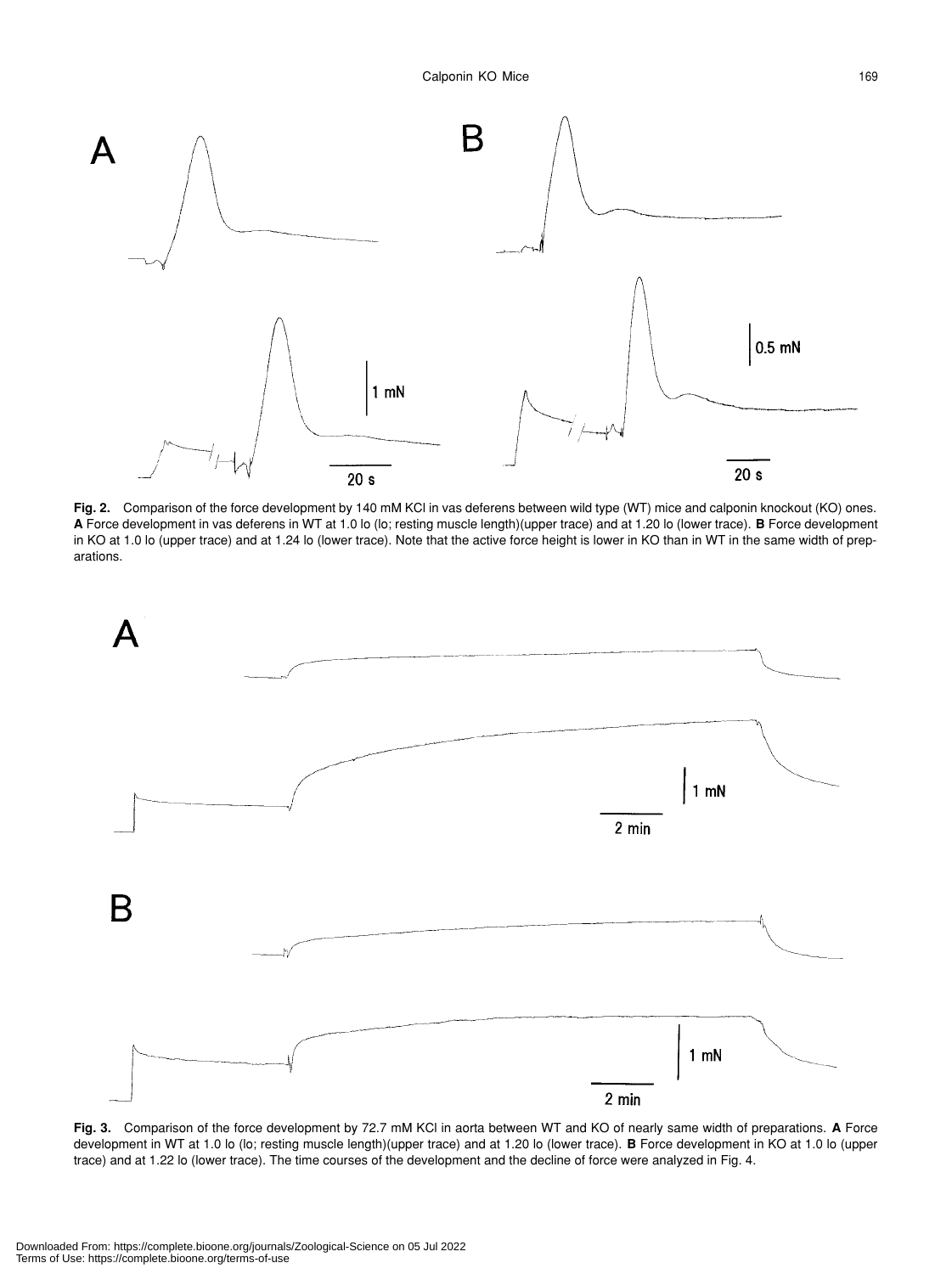**Fig. 2.** Comparison of the force development by 140 mM KCl in vas deferens between wild type (WT) mice and calponin knockout (KO) ones. **A** Force development in vas deferens in WT at 1.0 lo (lo; resting muscle length)(upper trace) and at 1.20 lo (lower trace). **B** Force development in KO at 1.0 lo (upper trace) and at 1.24 lo (lower trace). Note that the active force height is lower in KO than in WT in the same width of preparations.

**Fig. 3.** Comparison of the force development by 72.7 mM KCl in aorta between WT and KO of nearly same width of preparations. **A** Force development in WT at 1.0 lo (lo; resting muscle length)(upper trace) and at 1.20 lo (lower trace). **B** Force development in KO at 1.0 lo (upper trace) and at 1.22 lo (lower trace). The time courses of the development and the decline of force were analyzed in Fig. 4.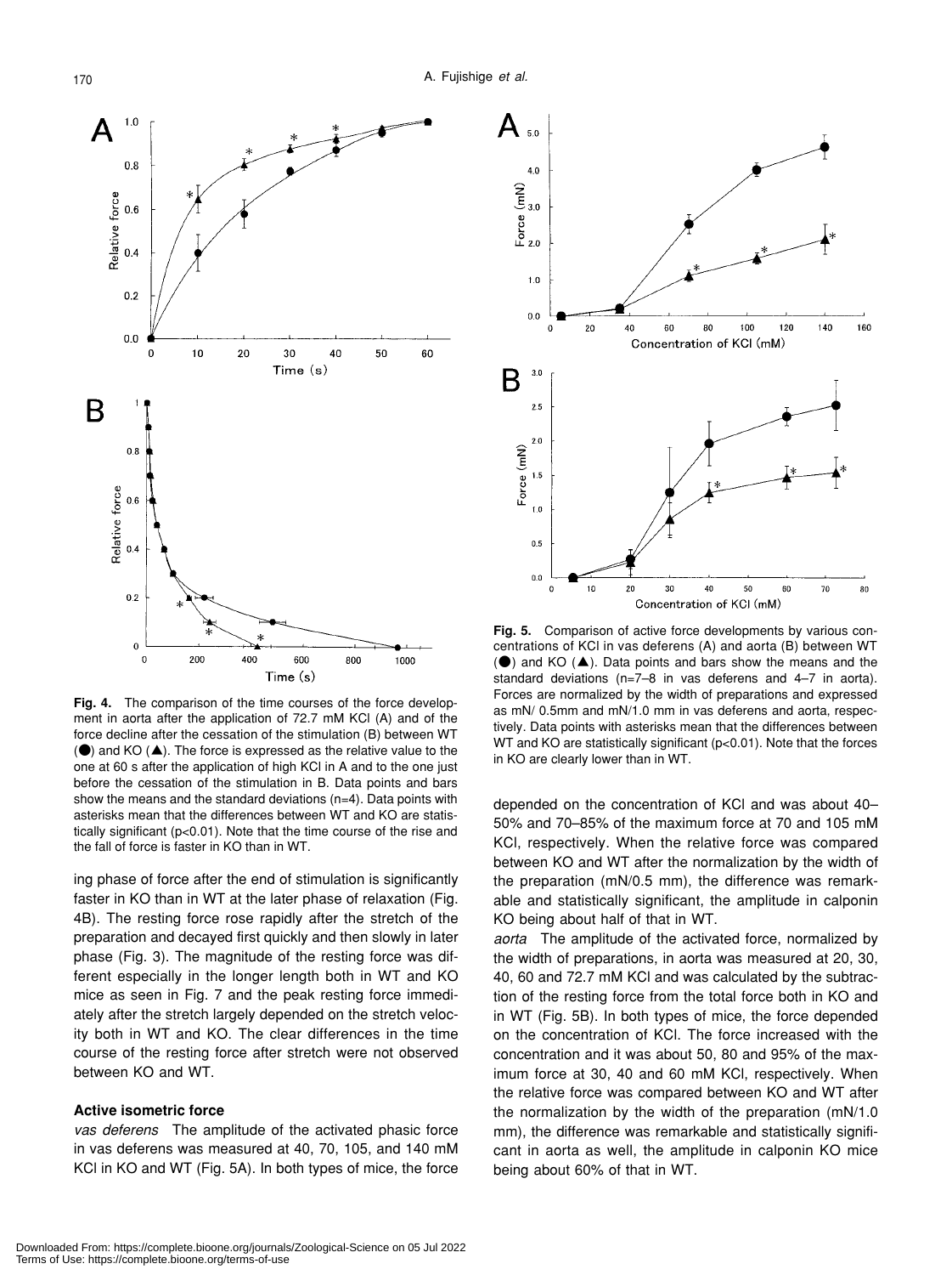**Fig. 4.** The comparison of the time courses of the force development in aorta after the application of 72.7 mM KCl (A) and of the force decline after the cessation of the stimulation (B) between WT (●) and KO (▲). The force is expressed as the relative value to the one at 60 s after the application of high KCl in A and to the one just before the cessation of the stimulation in B. Data points and bars show the means and the standard deviations (n=4). Data points with asterisks mean that the differences between WT and KO are statistically significant ($p<0.01$). Note that the time course of the rise and the fall of force is faster in KO than in WT.

**Fig. 5.** Comparison of active force developments by various concentrations of KCl in vas deferens (A) and aorta (B) between WT (●) and KO (▲). Data points and bars show the means and the standard deviations (n=7–8 in vas deferens and 4–7 in aorta). Forces are normalized by the width of preparations and expressed as mN/ 0.5mm and mN/1.0 mm in vas deferens and aorta, respectively. Data points with asterisks mean that the differences between WT and KO are statistically significant ($p<0.01$). Note that the forces in KO are clearly lower than in WT.

ing phase of force after the end of stimulation is significantly faster in KO than in WT at the later phase of relaxation (Fig. 4B). The resting force rose rapidly after the stretch of the preparation and decayed first quickly and then slowly in later phase (Fig. 3). The magnitude of the resting force was different especially in the longer length both in WT and KO mice as seen in Fig. 7 and the peak resting force immediately after the stretch largely depended on the stretch velocity both in WT and KO. The clear differences in the time course of the resting force after stretch were not observed between KO and WT.

### Active isometric force

*vas deferens* The amplitude of the activated phasic force in vas deferens was measured at 40, 70, 105, and 140 mM KCl in KO and WT (Fig. 5A). In both types of mice, the force depended on the concentration of KCl and was about 40–50% and 70–85% of the maximum force at 70 and 105 mM KCl, respectively. When the relative force was compared between KO and WT after the normalization by the width of the preparation (mN/0.5 mm), the difference was remarkable and statistically significant, the amplitude in calponin KO being about half of that in WT.

*aorta* The amplitude of the activated force, normalized by the width of preparations, in aorta was measured at 20, 30, 40, 60 and 72.7 mM KCl and was calculated by the subtraction of the resting force from the total force both in KO and in WT (Fig. 5B). In both types of mice, the force depended on the concentration of KCl. The force increased with the concentration and it was about 50, 80 and 95% of the maximum force at 30, 40 and 60 mM KCl, respectively. When the relative force was compared between KO and WT after the normalization by the width of the preparation (mN/1.0 mm), the difference was remarkable and statistically significant in aorta as well, the amplitude in calponin KO mice being about 60% of that in WT.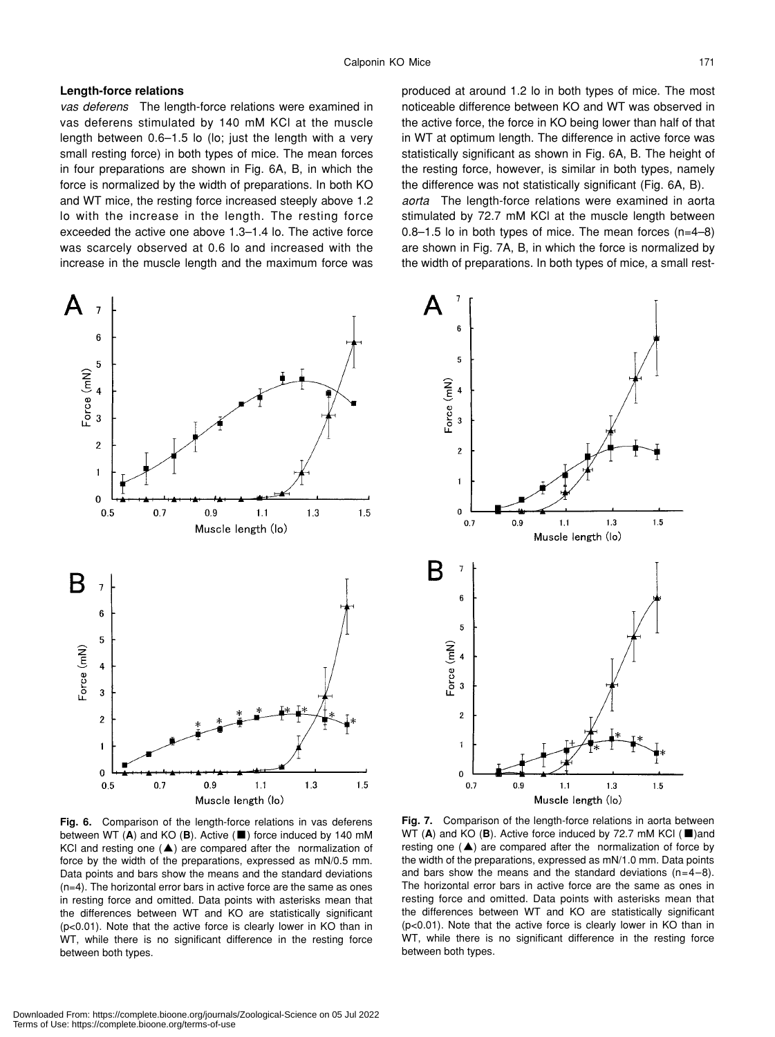## Length-force relations

*vas deferens* The length-force relations were examined in vas deferens stimulated by 140 mM KCl at the muscle length between 0.6–1.5 lo (lo; just the length with a very small resting force) in both types of mice. The mean forces in four preparations are shown in Fig. 6A, B, in which the force is normalized by the width of preparations. In both KO and WT mice, the resting force increased steeply above 1.2 lo with the increase in the length. The resting force exceeded the active one above 1.3–1.4 lo. The active force was scarcely observed at 0.6 lo and increased with the increase in the muscle length and the maximum force was produced at around 1.2 lo in both types of mice. The most noticeable difference between KO and WT was observed in the active force, the force in KO being lower than half of that in WT at optimum length. The difference in active force was statistically significant as shown in Fig. 6A, B. The height of the resting force, however, is similar in both types, namely the difference was not statistically significant (Fig. 6A, B).

*aorta* The length-force relations were examined in aorta stimulated by 72.7 mM KCl at the muscle length between 0.8–1.5 lo in both types of mice. The mean forces (n=4–8) are shown in Fig. 7A, B, in which the force is normalized by the width of preparations. In both types of mice, a small rest-

**Fig. 6.** Comparison of the length-force relations in vas deferens between WT (**A**) and KO (**B**). Active (■) force induced by 140 mM KCl and resting one (▲) are compared after the normalization of force by the width of the preparations, expressed as mN/0.5 mm. Data points and bars show the means and the standard deviations (n=4). The horizontal error bars in active force are the same as ones in resting force and omitted. Data points with asterisks mean that the differences between WT and KO are statistically significant ($p<0.01$). Note that the active force is clearly lower in KO than in WT, while there is no significant difference in the resting force between both types.

**Fig. 7.** Comparison of the length-force relations in aorta between WT (**A**) and KO (**B**). Active force induced by 72.7 mM KCl (■)and resting one (▲) are compared after the normalization of force by the width of the preparations, expressed as mN/1.0 mm. Data points and bars show the means and the standard deviations (n=4–8). The horizontal error bars in active force are the same as ones in resting force and omitted. Data points with asterisks mean that the differences between WT and KO are statistically significant ($p<0.01$). Note that the active force is clearly lower in KO than in WT, while there is no significant difference in the resting force between both types.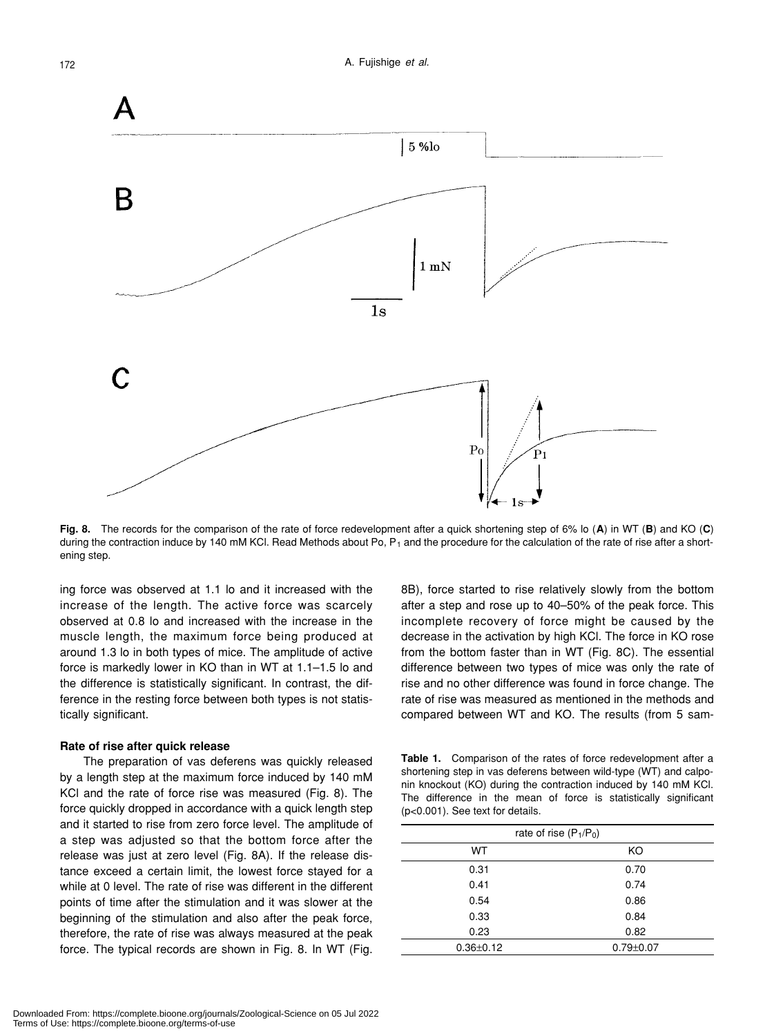**Fig. 8.** The records for the comparison of the rate of force redevelopment after a quick shortening step of 6% lo (**A**) in WT (**B**) and KO (**C**) during the contraction induce by 140 mM KCl. Read Methods about Po, $P_1$ and the procedure for the calculation of the rate of rise after a shortening step.

ing force was observed at 1.1 lo and it increased with the increase of the length. The active force was scarcely observed at 0.8 lo and increased with the increase in the muscle length, the maximum force being produced at around 1.3 lo in both types of mice. The amplitude of active force is markedly lower in KO than in WT at 1.1–1.5 lo and the difference is statistically significant. In contrast, the difference in the resting force between both types is not statistically significant.

### Rate of rise after quick release

The preparation of vas deferens was quickly released by a length step at the maximum force induced by 140 mM KCl and the rate of force rise was measured (Fig. 8). The force quickly dropped in accordance with a quick length step and it started to rise from zero force level. The amplitude of a step was adjusted so that the bottom force after the release was just at zero level (Fig. 8A). If the release distance exceed a certain limit, the lowest force stayed for a while at 0 level. The rate of rise was different in the different points of time after the stimulation and it was slower at the beginning of the stimulation and also after the peak force, therefore, the rate of rise was always measured at the peak force. The typical records are shown in Fig. 8. In WT (Fig. 8B), force started to rise relatively slowly from the bottom after a step and rose up to 40–50% of the peak force. This incomplete recovery of force might be caused by the decrease in the activation by high KCl. The force in KO rose from the bottom faster than in WT (Fig. 8C). The essential difference between two types of mice was only the rate of rise and no other difference was found in force change. The rate of rise was measured as mentioned in the methods and compared between WT and KO. The results (from 5 sam-

**Table 1.** Comparison of the rates of force redevelopment after a shortening step in vas deferens between wild-type (WT) and calponin knockout (KO) during the contraction induced by 140 mM KCl. The difference in the mean of force is statistically significant ($p<0.001$). See text for details.

| rate of rise ($P_1/P_0$) | |
|---|---|
| WT | KO |
| 0.31 | 0.70 |
| 0.41 | 0.74 |
| 0.54 | 0.86 |
| 0.33 | 0.84 |
| 0.23 | 0.82 |
| $0.36\pm0.12$ | $0.79\pm0.07$ |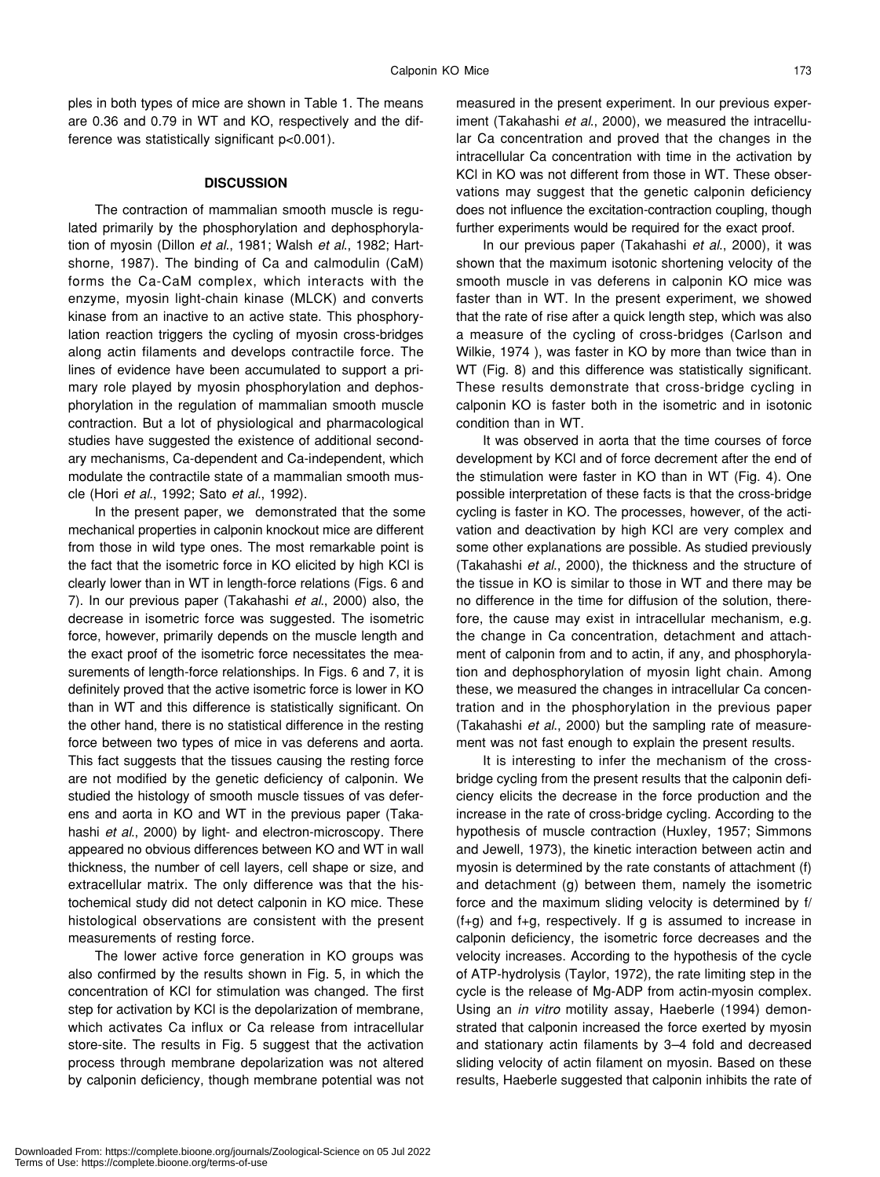ples in both types of mice are shown in Table 1. The means are 0.36 and 0.79 in WT and KO, respectively and the difference was statistically significant p<0.001).

## DISCUSSION

The contraction of mammalian smooth muscle is regulated primarily by the phosphorylation and dephosphorylation of myosin (Dillon *et al*., 1981; Walsh *et al*., 1982; Hartshorne, 1987). The binding of Ca and calmodulin (CaM) forms the Ca-CaM complex, which interacts with the enzyme, myosin light-chain kinase (MLCK) and converts kinase from an inactive to an active state. This phosphorylation reaction triggers the cycling of myosin cross-bridges along actin filaments and develops contractile force. The lines of evidence have been accumulated to support a primary role played by myosin phosphorylation and dephosphorylation in the regulation of mammalian smooth muscle contraction. But a lot of physiological and pharmacological studies have suggested the existence of additional secondary mechanisms, Ca-dependent and Ca-independent, which modulate the contractile state of a mammalian smooth muscle (Hori *et al*., 1992; Sato *et al*., 1992).

In the present paper, we demonstrated that the some mechanical properties in calponin knockout mice are different from those in wild type ones. The most remarkable point is the fact that the isometric force in KO elicited by high KCl is clearly lower than in WT in length-force relations (Figs. 6 and 7). In our previous paper (Takahashi *et al*., 2000) also, the decrease in isometric force was suggested. The isometric force, however, primarily depends on the muscle length and the exact proof of the isometric force necessitates the measurements of length-force relationships. In Figs. 6 and 7, it is definitely proved that the active isometric force is lower in KO than in WT and this difference is statistically significant. On the other hand, there is no statistical difference in the resting force between two types of mice in vas deferens and aorta. This fact suggests that the tissues causing the resting force are not modified by the genetic deficiency of calponin. We studied the histology of smooth muscle tissues of vas deferens and aorta in KO and WT in the previous paper (Takahashi *et al*., 2000) by light- and electron-microscopy. There appeared no obvious differences between KO and WT in wall thickness, the number of cell layers, cell shape or size, and extracellular matrix. The only difference was that the histochemical study did not detect calponin in KO mice. These histological observations are consistent with the present measurements of resting force.

The lower active force generation in KO groups was also confirmed by the results shown in Fig. 5, in which the concentration of KCl for stimulation was changed. The first step for activation by KCl is the depolarization of membrane, which activates Ca influx or Ca release from intracellular store-site. The results in Fig. 5 suggest that the activation process through membrane depolarization was not altered by calponin deficiency, though membrane potential was not measured in the present experiment. In our previous experiment (Takahashi *et al*., 2000), we measured the intracellular Ca concentration and proved that the changes in the intracellular Ca concentration with time in the activation by KCl in KO was not different from those in WT. These observations may suggest that the genetic calponin deficiency does not influence the excitation-contraction coupling, though further experiments would be required for the exact proof.

In our previous paper (Takahashi *et al*., 2000), it was shown that the maximum isotonic shortening velocity of the smooth muscle in vas deferens in calponin KO mice was faster than in WT. In the present experiment, we showed that the rate of rise after a quick length step, which was also a measure of the cycling of cross-bridges (Carlson and Wilkie, 1974 ), was faster in KO by more than twice than in WT (Fig. 8) and this difference was statistically significant. These results demonstrate that cross-bridge cycling in calponin KO is faster both in the isometric and in isotonic condition than in WT.

It was observed in aorta that the time courses of force development by KCl and of force decrement after the end of the stimulation were faster in KO than in WT (Fig. 4). One possible interpretation of these facts is that the cross-bridge cycling is faster in KO. The processes, however, of the activation and deactivation by high KCl are very complex and some other explanations are possible. As studied previously (Takahashi *et al*., 2000), the thickness and the structure of the tissue in KO is similar to those in WT and there may be no difference in the time for diffusion of the solution, therefore, the cause may exist in intracellular mechanism, e.g. the change in Ca concentration, detachment and attachment of calponin from and to actin, if any, and phosphorylation and dephosphorylation of myosin light chain. Among these, we measured the changes in intracellular Ca concentration and in the phosphorylation in the previous paper (Takahashi *et al*., 2000) but the sampling rate of measurement was not fast enough to explain the present results.

It is interesting to infer the mechanism of the cross-bridge cycling from the present results that the calponin deficiency elicits the decrease in the force production and the increase in the rate of cross-bridge cycling. According to the hypothesis of muscle contraction (Huxley, 1957; Simmons and Jewell, 1973), the kinetic interaction between actin and myosin is determined by the rate constants of attachment (f) and detachment (g) between them, namely the isometric force and the maximum sliding velocity is determined by $f/(f+g)$ and $f+g$, respectively. If g is assumed to increase in calponin deficiency, the isometric force decreases and the velocity increases. According to the hypothesis of the cycle of ATP-hydrolysis (Taylor, 1972), the rate limiting step in the cycle is the release of Mg-ADP from actin-myosin complex. Using an *in vitro* motility assay, Haeberle (1994) demonstrated that calponin increased the force exerted by myosin and stationary actin filaments by 3–4 fold and decreased sliding velocity of actin filament on myosin. Based on these results, Haeberle suggested that calponin inhibits the rate of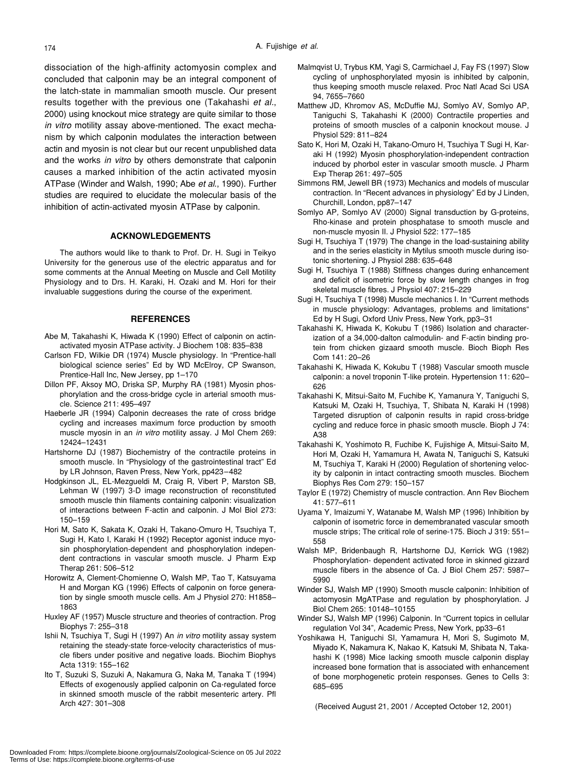dissociation of the high-affinity actomyosin complex and concluded that calponin may be an integral component of the latch-state in mammalian smooth muscle. Our present results together with the previous one (Takahashi *et al*., 2000) using knockout mice strategy are quite similar to those *in vitro* motility assay above-mentioned. The exact mechanism by which calponin modulates the interaction between actin and myosin is not clear but our recent unpublished data and the works *in vitro* by others demonstrate that calponin causes a marked inhibition of the actin activated myosin ATPase (Winder and Walsh, 1990; Abe *et al.,* 1990). Further studies are required to elucidate the molecular basis of the inhibition of actin-activated myosin ATPase by calponin.

## ACKNOWLEDGEMENTS

The authors would like to thank to Prof. Dr. H. Sugi in Teikyo University for the generous use of the electric apparatus and for some comments at the Annual Meeting on Muscle and Cell Motility Physiology and to Drs. H. Karaki, H. Ozaki and M. Hori for their invaluable suggestions during the course of the experiment.

## REFERENCES

Abe M, Takahashi K, Hiwada K (1990) Effect of calponin on actin-activated myosin ATPase activity. J Biochem 108: 835–838

Carlson FD, Wilkie DR (1974) Muscle physiology. In "Prentice-hall biological science series" Ed by WD McElroy, CP Swanson, Prentice-Hall Inc, New Jersey, pp 1–170

Dillon PF, Aksoy MO, Driska SP, Murphy RA (1981) Myosin phosphorylation and the cross-bridge cycle in arterial smooth muscle. Science 211: 495–497

Haeberle JR (1994) Calponin decreases the rate of cross bridge cycling and increases maximum force production by smooth muscle myosin in an *in vitro* motility assay. J Mol Chem 269: 12424–12431

Hartshorne DJ (1987) Biochemistry of the contractile proteins in smooth muscle. In "Physiology of the gastrointestinal tract" Ed by LR Johnson, Raven Press, New York, pp423–482

Hodgkinson JL, EL-Mezgueldi M, Craig R, Vibert P, Marston SB, Lehman W (1997) 3-D image reconstruction of reconstituted smooth muscle thin filaments containing calponin: visualization of interactions between F-actin and calponin. J Mol Biol 273: 150–159

Hori M, Sato K, Sakata K, Ozaki H, Takano-Omuro H, Tsuchiya T, Sugi H, Kato I, Karaki H (1992) Receptor agonist induce myosin phosphorylation-dependent and phosphorylation independent contractions in vascular smooth muscle. J Pharm Exp Therap 261: 506–512

Horowitz A, Clement-Chomienne O, Walsh MP, Tao T, Katsuyama H and Morgan KG (1996) Effects of calponin on force generation by single smooth muscle cells. Am J Physiol 270: H1858–1863

Huxley AF (1957) Muscle structure and theories of contraction. Prog Biophys 7: 255–318

Ishii N, Tsuchiya T, Sugi H (1997) An *in vitro* motility assay system retaining the steady-state force-velocity characteristics of muscle fibers under positive and negative loads. Biochim Biophys Acta 1319: 155–162

Ito T, Suzuki S, Suzuki A, Nakamura G, Naka M, Tanaka T (1994) Effects of exogenously applied calponin on Ca-regulated force in skinned smooth muscle of the rabbit mesenteric artery. Pfl Arch 427: 301–308

Malmqvist U, Trybus KM, Yagi S, Carmichael J, Fay FS (1997) Slow cycling of unphosphorylated myosin is inhibited by calponin, thus keeping smooth muscle relaxed. Proc Natl Acad Sci USA 94, 7655–7660

Matthew JD, Khromov AS, McDuffie MJ, Somlyo AV, Somlyo AP, Taniguchi S, Takahashi K (2000) Contractile properties and proteins of smooth muscles of a calponin knockout mouse. J Physiol 529: 811–824

Sato K, Hori M, Ozaki H, Takano-Omuro H, Tsuchiya T Sugi H, Karaki H (1992) Myosin phosphorylation-independent contraction induced by phorbol ester in vascular smooth muscle. J Pharm Exp Therap 261: 497–505

Simmons RM, Jewell BR (1973) Mechanics and models of muscular contraction. In "Recent advances in physiology" Ed by J Linden, Churchill, London, pp87–147

Somlyo AP, Somlyo AV (2000) Signal transduction by G-proteins, Rho-kinase and protein phosphatase to smooth muscle and non-muscle myosin II. J Physiol 522: 177–185

Sugi H, Tsuchiya T (1979) The change in the load-sustaining ability and in the series elasticity in Mytilus smooth muscle during isotonic shortening. J Physiol 288: 635–648

Sugi H, Tsuchiya T (1988) Stiffness changes during enhancement and deficit of isometric force by slow length changes in frog skeletal muscle fibres. J Physiol 407: 215–229

Sugi H, Tsuchiya T (1998) Muscle mechanics I. In "Current methods in muscle physiology: Advantages, problems and limitations" Ed by H Sugi, Oxford Univ Press, New York, pp3–31

Takahashi K, Hiwada K, Kokubu T (1986) Isolation and characterization of a 34,000-dalton calmodulin- and F-actin binding protein from chicken gizaard smooth muscle. Bioch Bioph Res Com 141: 20–26

Takahashi K, Hiwada K, Kokubu T (1988) Vascular smooth muscle calponin: a novel troponin T-like protein. Hypertension 11: 620–626

Takahashi K, Mitsui-Saito M, Fuchibe K, Yamanura Y, Taniguchi S, Katsuki M, Ozaki H, Tsuchiya, T, Shibata N, Karaki H (1998) Targeted disruption of calponin results in rapid cross-bridge cycling and reduce force in phasic smooth muscle. Bioph J 74: A38

Takahashi K, Yoshimoto R, Fuchibe K, Fujishige A, Mitsui-Saito M, Hori M, Ozaki H, Yamamura H, Awata N, Taniguchi S, Katsuki M, Tsuchiya T, Karaki H (2000) Regulation of shortening velocity by calponin in intact contracting smooth muscles. Biochem Biophys Res Com 279: 150–157

Taylor E (1972) Chemistry of muscle contraction. Ann Rev Biochem 41: 577–611

Uyama Y, Imaizumi Y, Watanabe M, Walsh MP (1996) Inhibition by calponin of isometric force in demembranated vascular smooth muscle strips; The critical role of serine-175. Bioch J 319: 551–558

Walsh MP, Bridenbaugh R, Hartshorne DJ, Kerrick WG (1982) Phosphorylation- dependent activated force in skinned gizzard muscle fibers in the absence of Ca. J Biol Chem 257: 5987–5990

Winder SJ, Walsh MP (1990) Smooth muscle calponin: Inhibition of actomyosin MgATPase and regulation by phosphorylation. J Biol Chem 265: 10148–10155

Winder SJ, Walsh MP (1996) Calponin. In "Current topics in cellular regulation Vol 34", Academic Press, New York, pp33–61

Yoshikawa H, Taniguchi SI, Yamamura H, Mori S, Sugimoto M, Miyado K, Nakamura K, Nakao K, Katsuki M, Shibata N, Takahashi K (1998) Mice lacking smooth muscle calponin display increased bone formation that is associated with enhancement of bone morphogenetic protein responses. Genes to Cells 3: 685–695

(Received August 21, 2001 / Accepted October 12, 2001)